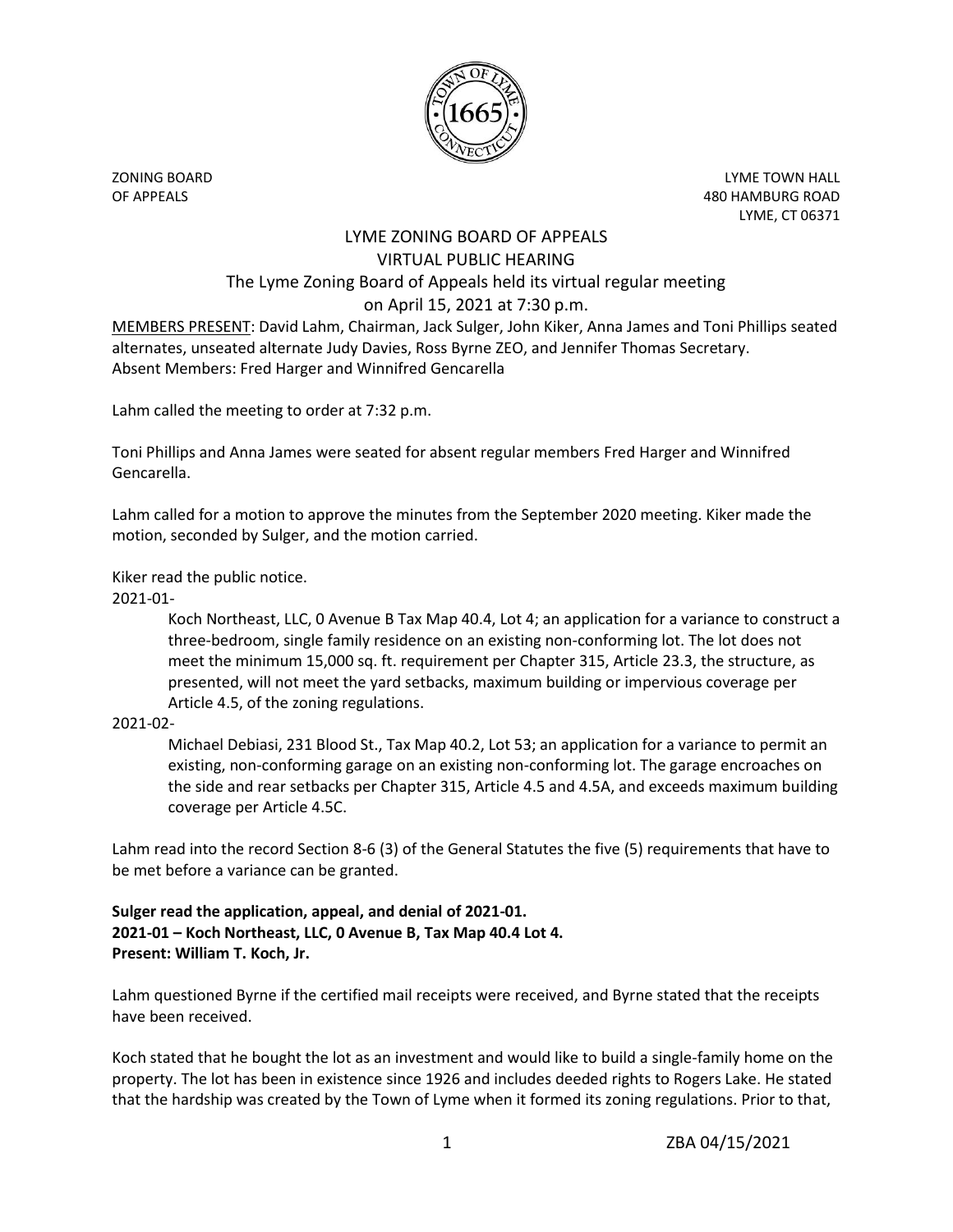ZONING BOARD
OF APPEALS

LYME TOWN HALL
480 HAMBURG ROAD
LYME, CT 06371

# LYME ZONING BOARD OF APPEALS
## VIRTUAL PUBLIC HEARING
### The Lyme Zoning Board of Appeals held its virtual regular meeting on April 15, 2021 at 7:30 p.m.

MEMBERS PRESENT: David Lahm, Chairman, Jack Sulger, John Kiker, Anna James and Toni Phillips seated alternates, unseated alternate Judy Davies, Ross Byrne ZEO, and Jennifer Thomas Secretary.
Absent Members: Fred Harger and Winnifred Gencarella

Lahm called the meeting to order at 7:32 p.m.

Toni Phillips and Anna James were seated for absent regular members Fred Harger and Winnifred Gencarella.

Lahm called for a motion to approve the minutes from the September 2020 meeting. Kiker made the motion, seconded by Sulger, and the motion carried.

Kiker read the public notice.

2021-01-

Koch Northeast, LLC, 0 Avenue B Tax Map 40.4, Lot 4; an application for a variance to construct a three-bedroom, single family residence on an existing non-conforming lot. The lot does not meet the minimum 15,000 sq. ft. requirement per Chapter 315, Article 23.3, the structure, as presented, will not meet the yard setbacks, maximum building or impervious coverage per Article 4.5, of the zoning regulations.

2021-02-

Michael Debiasi, 231 Blood St., Tax Map 40.2, Lot 53; an application for a variance to permit an existing, non-conforming garage on an existing non-conforming lot. The garage encroaches on the side and rear setbacks per Chapter 315, Article 4.5 and 4.5A, and exceeds maximum building coverage per Article 4.5C.

Lahm read into the record Section 8-6 (3) of the General Statutes the five (5) requirements that have to be met before a variance can be granted.

**Sulger read the application, appeal, and denial of 2021-01.**
**2021-01 – Koch Northeast, LLC, 0 Avenue B, Tax Map 40.4 Lot 4.**
**Present: William T. Koch, Jr.**

Lahm questioned Byrne if the certified mail receipts were received, and Byrne stated that the receipts have been received.

Koch stated that he bought the lot as an investment and would like to build a single-family home on the property. The lot has been in existence since 1926 and includes deeded rights to Rogers Lake. He stated that the hardship was created by the Town of Lyme when it formed its zoning regulations. Prior to that,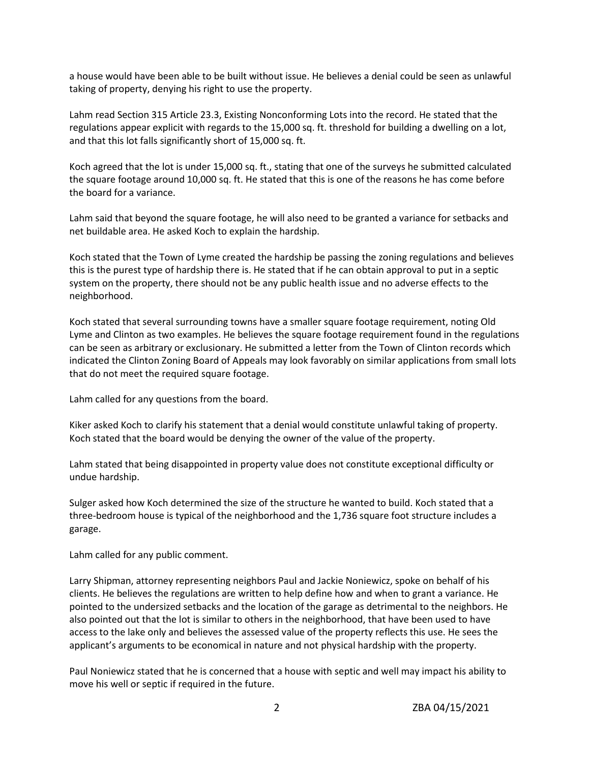a house would have been able to be built without issue. He believes a denial could be seen as unlawful taking of property, denying his right to use the property.

Lahm read Section 315 Article 23.3, Existing Nonconforming Lots into the record. He stated that the regulations appear explicit with regards to the 15,000 sq. ft. threshold for building a dwelling on a lot, and that this lot falls significantly short of 15,000 sq. ft.

Koch agreed that the lot is under 15,000 sq. ft., stating that one of the surveys he submitted calculated the square footage around 10,000 sq. ft. He stated that this is one of the reasons he has come before the board for a variance.

Lahm said that beyond the square footage, he will also need to be granted a variance for setbacks and net buildable area. He asked Koch to explain the hardship.

Koch stated that the Town of Lyme created the hardship be passing the zoning regulations and believes this is the purest type of hardship there is. He stated that if he can obtain approval to put in a septic system on the property, there should not be any public health issue and no adverse effects to the neighborhood.

Koch stated that several surrounding towns have a smaller square footage requirement, noting Old Lyme and Clinton as two examples. He believes the square footage requirement found in the regulations can be seen as arbitrary or exclusionary. He submitted a letter from the Town of Clinton records which indicated the Clinton Zoning Board of Appeals may look favorably on similar applications from small lots that do not meet the required square footage.

Lahm called for any questions from the board.

Kiker asked Koch to clarify his statement that a denial would constitute unlawful taking of property. Koch stated that the board would be denying the owner of the value of the property.

Lahm stated that being disappointed in property value does not constitute exceptional difficulty or undue hardship.

Sulger asked how Koch determined the size of the structure he wanted to build. Koch stated that a three-bedroom house is typical of the neighborhood and the 1,736 square foot structure includes a garage.

Lahm called for any public comment.

Larry Shipman, attorney representing neighbors Paul and Jackie Noniewicz, spoke on behalf of his clients. He believes the regulations are written to help define how and when to grant a variance. He pointed to the undersized setbacks and the location of the garage as detrimental to the neighbors. He also pointed out that the lot is similar to others in the neighborhood, that have been used to have access to the lake only and believes the assessed value of the property reflects this use. He sees the applicant's arguments to be economical in nature and not physical hardship with the property.

Paul Noniewicz stated that he is concerned that a house with septic and well may impact his ability to move his well or septic if required in the future.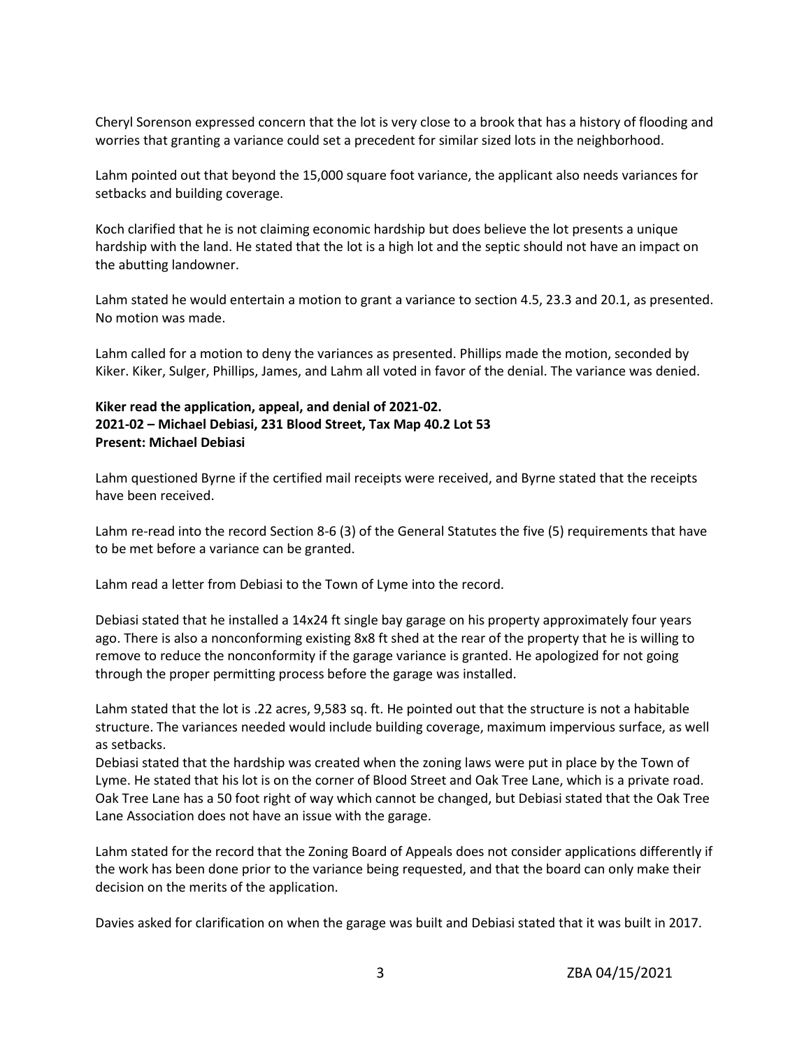Cheryl Sorenson expressed concern that the lot is very close to a brook that has a history of flooding and worries that granting a variance could set a precedent for similar sized lots in the neighborhood.

Lahm pointed out that beyond the 15,000 square foot variance, the applicant also needs variances for setbacks and building coverage.

Koch clarified that he is not claiming economic hardship but does believe the lot presents a unique hardship with the land. He stated that the lot is a high lot and the septic should not have an impact on the abutting landowner.

Lahm stated he would entertain a motion to grant a variance to section 4.5, 23.3 and 20.1, as presented. No motion was made.

Lahm called for a motion to deny the variances as presented. Phillips made the motion, seconded by Kiker. Kiker, Sulger, Phillips, James, and Lahm all voted in favor of the denial. The variance was denied.

**Kiker read the application, appeal, and denial of 2021-02.**
**2021-02 – Michael Debiasi, 231 Blood Street, Tax Map 40.2 Lot 53**
**Present: Michael Debiasi**

Lahm questioned Byrne if the certified mail receipts were received, and Byrne stated that the receipts have been received.

Lahm re-read into the record Section 8-6 (3) of the General Statutes the five (5) requirements that have to be met before a variance can be granted.

Lahm read a letter from Debiasi to the Town of Lyme into the record.

Debiasi stated that he installed a 14x24 ft single bay garage on his property approximately four years ago. There is also a nonconforming existing 8x8 ft shed at the rear of the property that he is willing to remove to reduce the nonconformity if the garage variance is granted. He apologized for not going through the proper permitting process before the garage was installed.

Lahm stated that the lot is .22 acres, 9,583 sq. ft. He pointed out that the structure is not a habitable structure. The variances needed would include building coverage, maximum impervious surface, as well as setbacks.

Debiasi stated that the hardship was created when the zoning laws were put in place by the Town of Lyme. He stated that his lot is on the corner of Blood Street and Oak Tree Lane, which is a private road. Oak Tree Lane has a 50 foot right of way which cannot be changed, but Debiasi stated that the Oak Tree Lane Association does not have an issue with the garage.

Lahm stated for the record that the Zoning Board of Appeals does not consider applications differently if the work has been done prior to the variance being requested, and that the board can only make their decision on the merits of the application.

Davies asked for clarification on when the garage was built and Debiasi stated that it was built in 2017.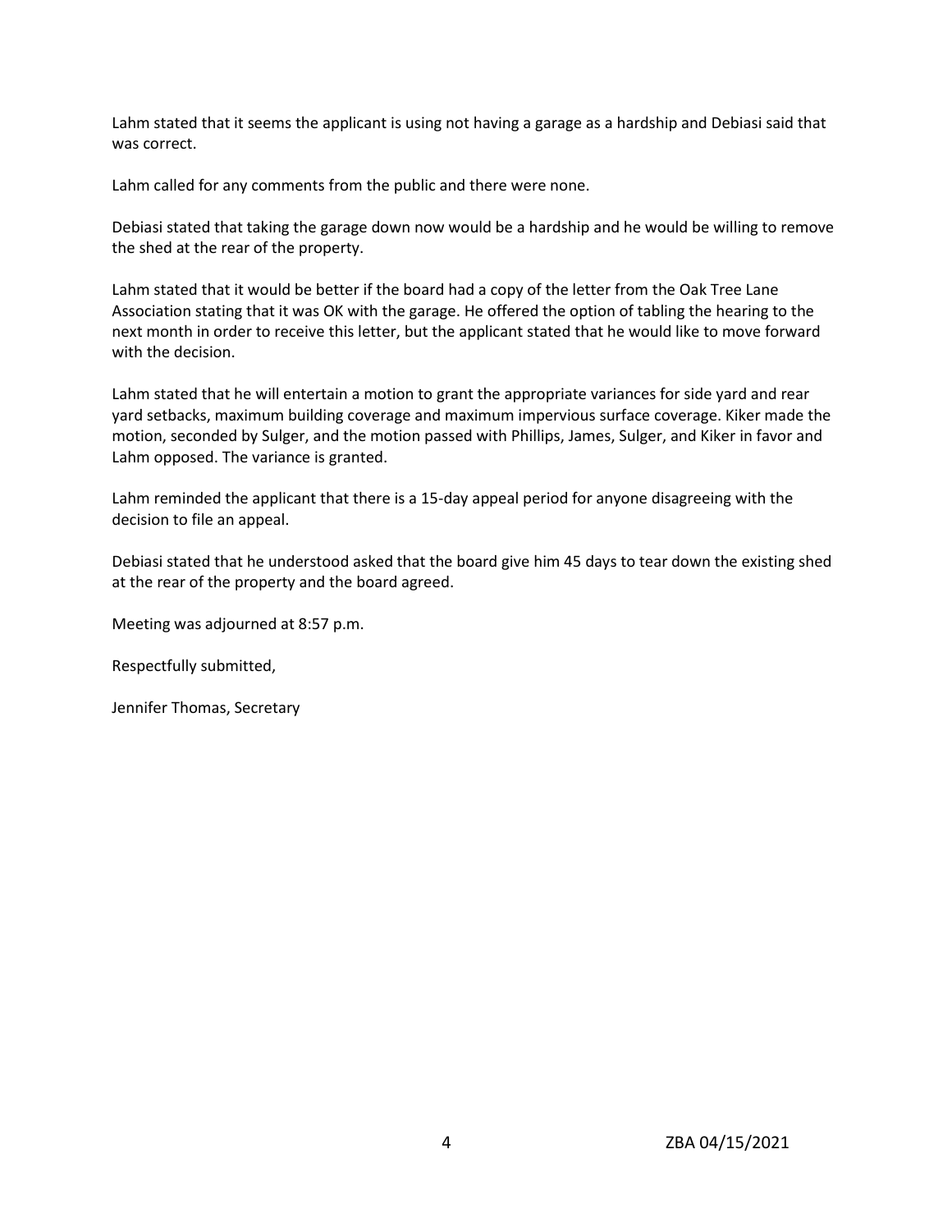Lahm stated that it seems the applicant is using not having a garage as a hardship and Debiasi said that was correct.

Lahm called for any comments from the public and there were none.

Debiasi stated that taking the garage down now would be a hardship and he would be willing to remove the shed at the rear of the property.

Lahm stated that it would be better if the board had a copy of the letter from the Oak Tree Lane Association stating that it was OK with the garage. He offered the option of tabling the hearing to the next month in order to receive this letter, but the applicant stated that he would like to move forward with the decision.

Lahm stated that he will entertain a motion to grant the appropriate variances for side yard and rear yard setbacks, maximum building coverage and maximum impervious surface coverage. Kiker made the motion, seconded by Sulger, and the motion passed with Phillips, James, Sulger, and Kiker in favor and Lahm opposed. The variance is granted.

Lahm reminded the applicant that there is a 15-day appeal period for anyone disagreeing with the decision to file an appeal.

Debiasi stated that he understood asked that the board give him 45 days to tear down the existing shed at the rear of the property and the board agreed.

Meeting was adjourned at 8:57 p.m.

Respectfully submitted,

Jennifer Thomas, Secretary